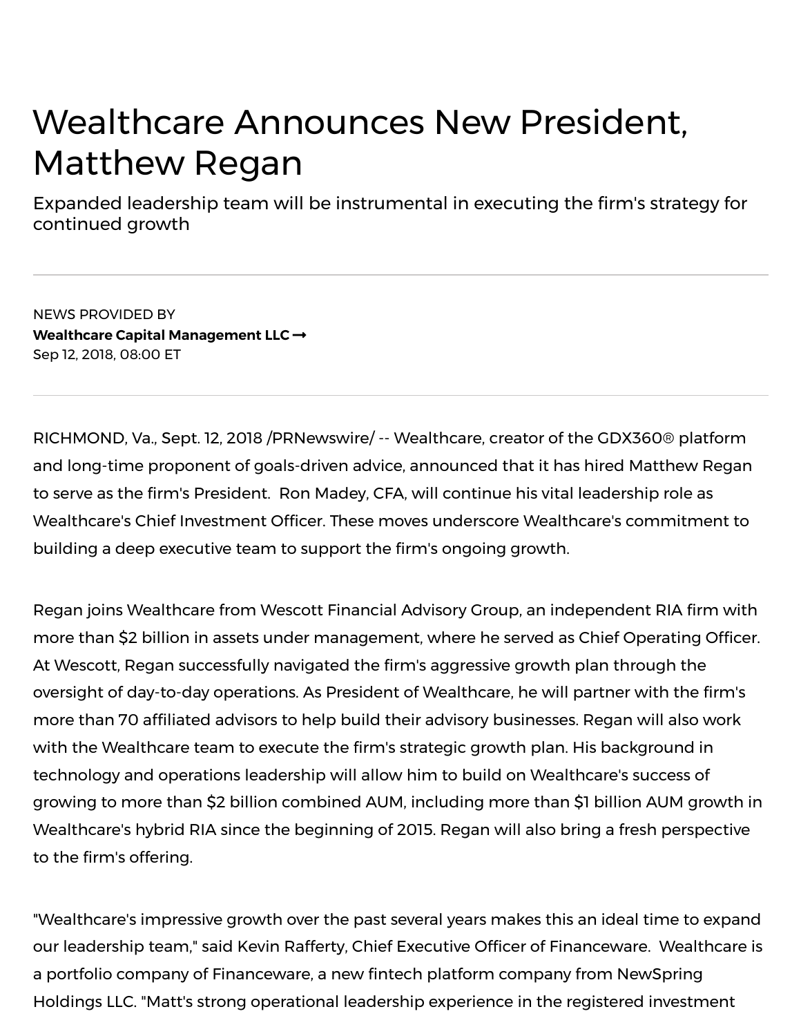# Wealthcare Announces New President, Matthew Regan

## Expanded leadership team will be instrumental in executing the firm's strategy for continued growth

NEWS PROVIDED BY

**Wealthcare Capital Management LLC →**

Sep 12, 2018, 08:00 ET

RICHMOND, Va., Sept. 12, 2018 /PRNewswire/ -- Wealthcare, creator of the GDX360® platform and long-time proponent of goals-driven advice, announced that it has hired Matthew Regan to serve as the firm's President. Ron Madey, CFA, will continue his vital leadership role as Wealthcare's Chief Investment Officer. These moves underscore Wealthcare's commitment to building a deep executive team to support the firm's ongoing growth.

Regan joins Wealthcare from Wescott Financial Advisory Group, an independent RIA firm with more than $2 billion in assets under management, where he served as Chief Operating Officer. At Wescott, Regan successfully navigated the firm's aggressive growth plan through the oversight of day-to-day operations. As President of Wealthcare, he will partner with the firm's more than 70 affiliated advisors to help build their advisory businesses. Regan will also work with the Wealthcare team to execute the firm's strategic growth plan. His background in technology and operations leadership will allow him to build on Wealthcare's success of growing to more than $2 billion combined AUM, including more than $1 billion AUM growth in Wealthcare's hybrid RIA since the beginning of 2015. Regan will also bring a fresh perspective to the firm's offering.

"Wealthcare's impressive growth over the past several years makes this an ideal time to expand our leadership team," said Kevin Rafferty, Chief Executive Officer of Financeware. Wealthcare is a portfolio company of Financeware, a new fintech platform company from NewSpring Holdings LLC. "Matt's strong operational leadership experience in the registered investment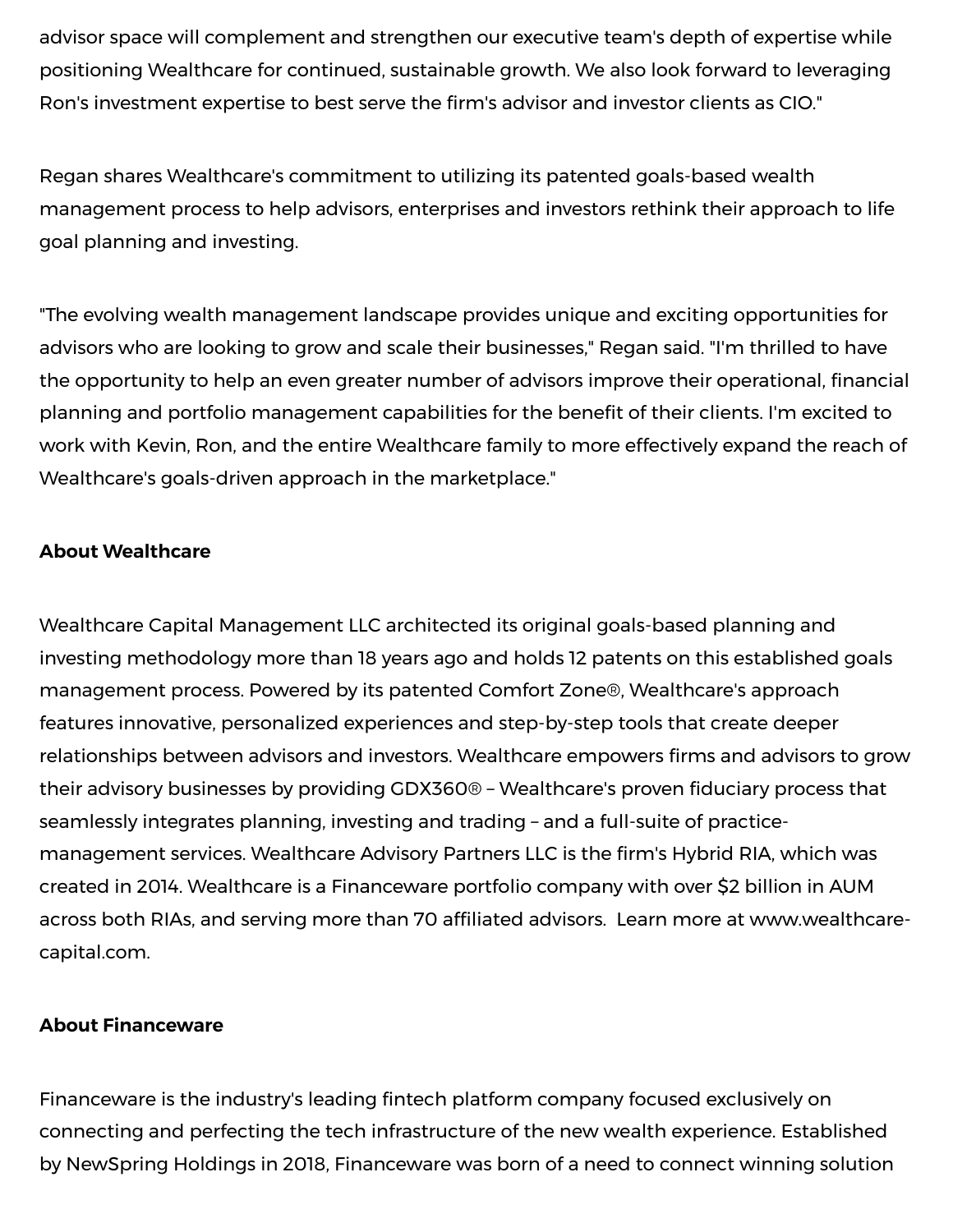advisor space will complement and strengthen our executive team's depth of expertise while positioning Wealthcare for continued, sustainable growth. We also look forward to leveraging Ron's investment expertise to best serve the firm's advisor and investor clients as CIO."

Regan shares Wealthcare's commitment to utilizing its patented goals-based wealth management process to help advisors, enterprises and investors rethink their approach to life goal planning and investing.

"The evolving wealth management landscape provides unique and exciting opportunities for advisors who are looking to grow and scale their businesses," Regan said. "I'm thrilled to have the opportunity to help an even greater number of advisors improve their operational, financial planning and portfolio management capabilities for the benefit of their clients. I'm excited to work with Kevin, Ron, and the entire Wealthcare family to more effectively expand the reach of Wealthcare's goals-driven approach in the marketplace."

**About Wealthcare**

Wealthcare Capital Management LLC architected its original goals-based planning and investing methodology more than 18 years ago and holds 12 patents on this established goals management process. Powered by its patented Comfort Zone®, Wealthcare's approach features innovative, personalized experiences and step-by-step tools that create deeper relationships between advisors and investors. Wealthcare empowers firms and advisors to grow their advisory businesses by providing GDX360® – Wealthcare's proven fiduciary process that seamlessly integrates planning, investing and trading – and a full-suite of practice-management services. Wealthcare Advisory Partners LLC is the firm's Hybrid RIA, which was created in 2014. Wealthcare is a Financeware portfolio company with over $2 billion in AUM across both RIAs, and serving more than 70 affiliated advisors.  Learn more at www.wealthcare-capital.com.

**About Financeware**

Financeware is the industry's leading fintech platform company focused exclusively on connecting and perfecting the tech infrastructure of the new wealth experience. Established by NewSpring Holdings in 2018, Financeware was born of a need to connect winning solution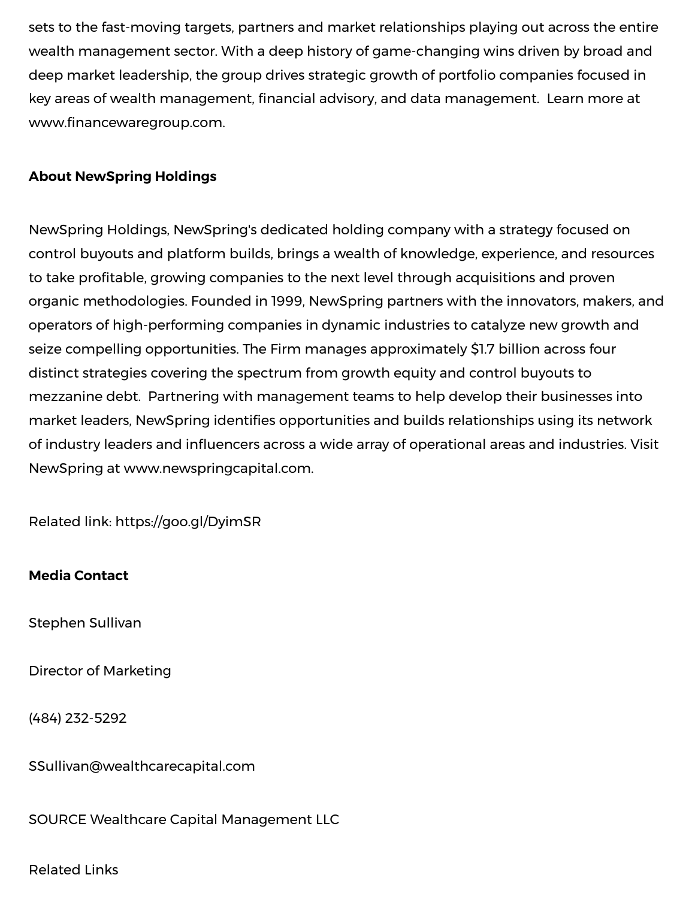sets to the fast-moving targets, partners and market relationships playing out across the entire wealth management sector. With a deep history of game-changing wins driven by broad and deep market leadership, the group drives strategic growth of portfolio companies focused in key areas of wealth management, financial advisory, and data management. Learn more at www.financewaregroup.com.

**About NewSpring Holdings**

NewSpring Holdings, NewSpring's dedicated holding company with a strategy focused on control buyouts and platform builds, brings a wealth of knowledge, experience, and resources to take profitable, growing companies to the next level through acquisitions and proven organic methodologies. Founded in 1999, NewSpring partners with the innovators, makers, and operators of high-performing companies in dynamic industries to catalyze new growth and seize compelling opportunities. The Firm manages approximately $1.7 billion across four distinct strategies covering the spectrum from growth equity and control buyouts to mezzanine debt. Partnering with management teams to help develop their businesses into market leaders, NewSpring identifies opportunities and builds relationships using its network of industry leaders and influencers across a wide array of operational areas and industries. Visit NewSpring at www.newspringcapital.com.

Related link: https://goo.gl/DyimSR

**Media Contact**

Stephen Sullivan

Director of Marketing

(484) 232-5292

SSullivan@wealthcarecapital.com

SOURCE Wealthcare Capital Management LLC

Related Links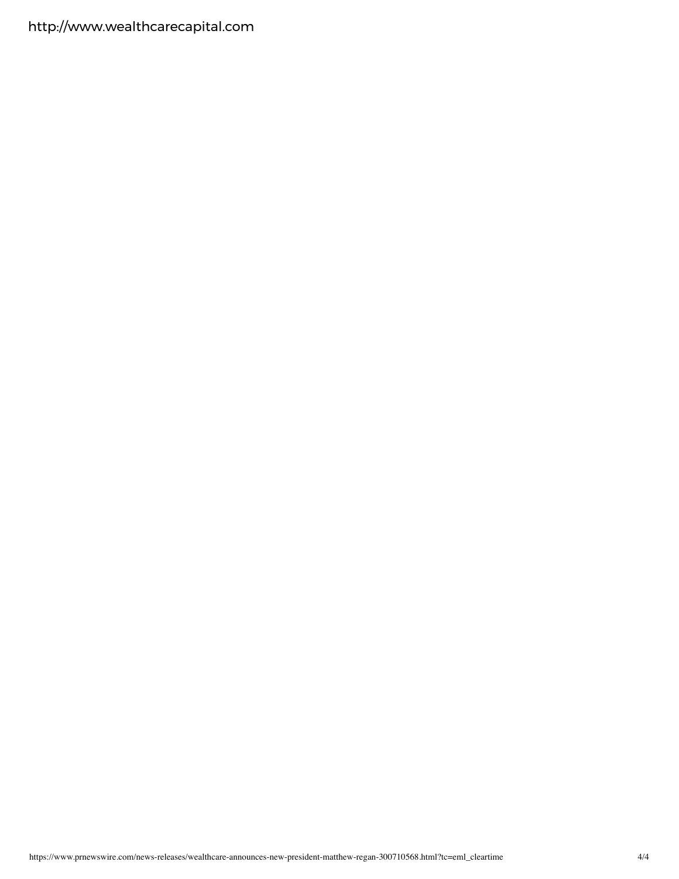http://www.wealthcarecapital.com